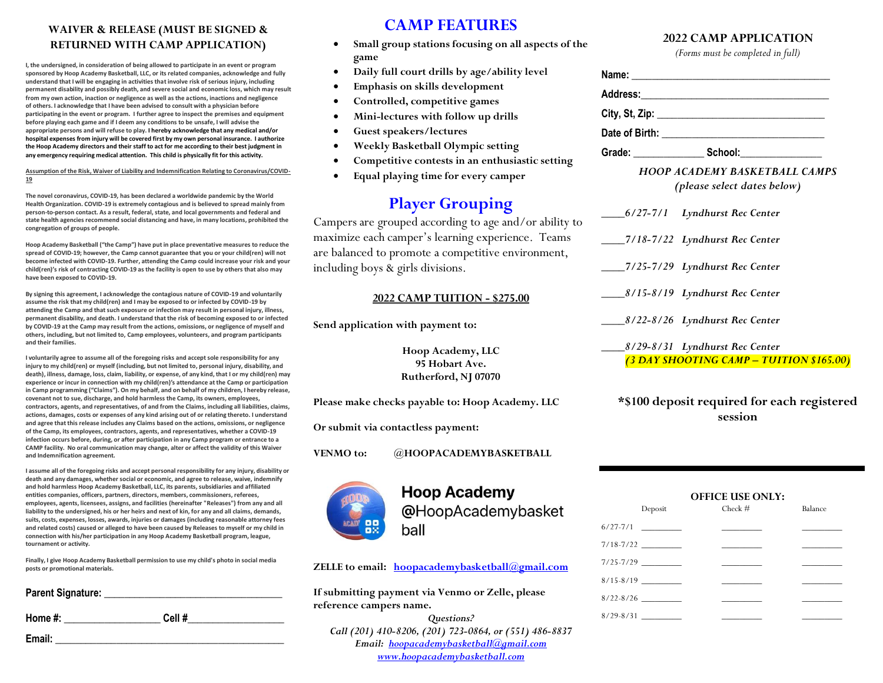## WAIVER & RELEASE (MUST BE SIGNED & RETURNED WITH CAMP APPLICATION)

I, the undersigned, in consideration of being allowed to participate in an event or program sponsored by Hoop Academy Basketball, LLC, or its related companies, acknowledge and fully understand that I will be engaging in activities that involve risk of serious injury, including permanent disability and possibly death, and severe social and economic loss, which may result from my own action, inaction or negligence as well as the actions, inactions and negligence of others. I acknowledge that I have been advised to consult with a physician before participating in the event or program. I further agree to inspect the premises and equipment before playing each game and if I deem any conditions to be unsafe, I will advise the appropriate persons and will refuse to play. **I hereby acknowledge that any medical and/or hospital expenses from injury will be covered first by my own personal insurance. I authorize the Hoop Academy directors and their staff to act for me according to their best judgment in any emergency requiring medical attention. This child is physically fit for this activity.**

**Assumption of the Risk, Waiver of Liability and Indemnification Relating to Coronavirus/COVID-19**

The novel coronavirus, COVID-19, has been declared a worldwide pandemic by the World Health Organization. COVID-19 is extremely contagious and is believed to spread mainly from person-to-person contact. As a result, federal, state, and local governments and federal and state health agencies recommend social distancing and have, in many locations, prohibited the congregation of groups of people.

Hoop Academy Basketball ("the Camp") have put in place preventative measures to reduce the spread of COVID-19; however, the Camp cannot guarantee that you or your child(ren) will not become infected with COVID-19. Further, attending the Camp could increase your risk and your child(ren)'s risk of contracting COVID-19 as the facility is open to use by others that also may have been exposed to COVID-19.

By signing this agreement, I acknowledge the contagious nature of COVID-19 and voluntarily assume the risk that my child(ren) and I may be exposed to or infected by COVID-19 by attending the Camp and that such exposure or infection may result in personal injury, illness, permanent disability, and death. I understand that the risk of becoming exposed to or infected by COVID-19 at the Camp may result from the actions, omissions, or negligence of myself and others, including, but not limited to, Camp employees, volunteers, and program participants and their families.

I voluntarily agree to assume all of the foregoing risks and accept sole responsibility for any injury to my child(ren) or myself (including, but not limited to, personal injury, disability, and death), illness, damage, loss, claim, liability, or expense, of any kind, that I or my child(ren) may experience or incur in connection with my child(ren)'s attendance at the Camp or participation in Camp programming ("Claims"). On my behalf, and on behalf of my children, I hereby release, covenant not to sue, discharge, and hold harmless the Camp, its owners, employees, contractors, agents, and representatives, of and from the Claims, including all liabilities, claims, actions, damages, costs or expenses of any kind arising out of or relating thereto. I understand and agree that this release includes any Claims based on the actions, omissions, or negligence of the Camp, its employees, contractors, agents, and representatives, whether a COVID-19 infection occurs before, during, or after participation in any Camp program or entrance to a CAMP facility. No oral communication may change, alter or affect the validity of this Waiver and Indemnification agreement.

I assume all of the foregoing risks and accept personal responsibility for any injury, disability or death and any damages, whether social or economic, and agree to release, waive, indemnify and hold harmless Hoop Academy Basketball, LLC, its parents, subsidiaries and affiliated entities companies, officers, partners, directors, members, commissioners, referees, employees, agents, licensees, assigns, and facilities (hereinafter "Releases") from any and all liability to the undersigned, his or her heirs and next of kin, for any and all claims, demands, suits, costs, expenses, losses, awards, injuries or damages (including reasonable attorney fees and related costs) caused or alleged to have been caused by Releases to myself or my child in connection with his/her participation in any Hoop Academy Basketball program, league, tournament or activity.

Finally, I give Hoop Academy Basketball permission to use my child's photo in social media posts or promotional materials.

**Parent Signature:** ______________________________

**Home #:** ________________ **Cell #**________________

**Email:** ________________________________________

# CAMP FEATURES

- Small group stations focusing on all aspects of the game
- Daily full court drills by age/ability level
- Emphasis on skills development
- Controlled, competitive games
- Mini-lectures with follow up drills
- Guest speakers/lectures
- Weekly Basketball Olympic setting
- Competitive contests in an enthusiastic setting
- Equal playing time for every camper

# Player Grouping

Campers are grouped according to age and/or ability to maximize each camper's learning experience. Teams are balanced to promote a competitive environment, including boys & girls divisions.

**2022 CAMP TUITION - $275.00**

**Send application with payment to:**

**Hoop Academy, LLC**
**95 Hobart Ave.**
**Rutherford, NJ 07070**

**Please make checks payable to: Hoop Academy. LLC**

**Or submit via contactless payment:**

**VENMO to: @HOOPACADEMYBASKETBALL**

**Hoop Academy**
@HoopAcademybasketball

**ZELLE to email: hoopacademybasketball@gmail.com**

**If submitting payment via Venmo or Zelle, please reference campers name.**

*Questions?*
*Call (201) 410-8206, (201) 723-0864, or (551) 486-8837*
*Email: hoopacademybasketball@gmail.com*
*www.hoopacademybasketball.com*

## 2022 CAMP APPLICATION

*(Forms must be completed in full)*

**Name:** ______________________________

**Address:** ______________________________

**City, St, Zip:** __________________________

**Date of Birth:** __________________________

**Grade:** __________ **School:** ____________

*HOOP ACADEMY BASKETBALL CAMPS*
*(please select dates below)*

____*6/27-7/1 Lyndhurst Rec Center*

____*7/18-7/22 Lyndhurst Rec Center*

____*7/25-7/29 Lyndhurst Rec Center*

____*8/15-8/19 Lyndhurst Rec Center*

____*8/22-8/26 Lyndhurst Rec Center*

____*8/29-8/31 Lyndhurst Rec Center*
*(3 DAY SHOOTING CAMP – TUITION $165.00)*

**\*$100 deposit required for each registered session**

**OFFICE USE ONLY:**

| | Deposit | Check # | Balance |
|---|---|---|---|
| 6/27-7/1 | ________ | ________ | ________ |
| 7/18-7/22 | ________ | ________ | ________ |
| 7/25-7/29 | ________ | ________ | ________ |
| 8/15-8/19 | ________ | ________ | ________ |
| 8/22-8/26 | ________ | ________ | ________ |
| 8/29-8/31 | ________ | ________ | ________ |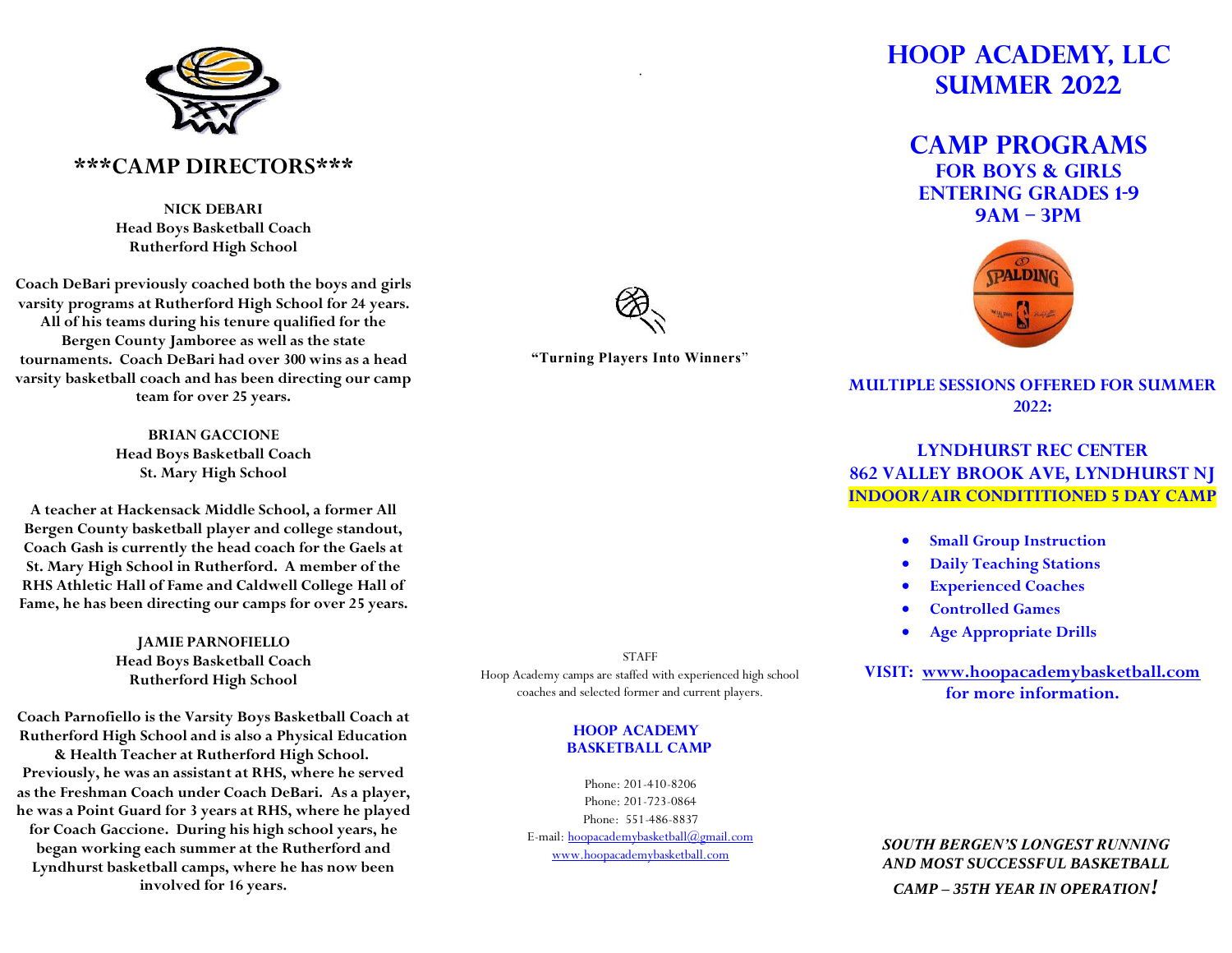# ***CAMP DIRECTORS***

**NICK DEBARI**
**Head Boys Basketball Coach**
**Rutherford High School**

**Coach DeBari previously coached both the boys and girls varsity programs at Rutherford High School for 24 years. All of his teams during his tenure qualified for the Bergen County Jamboree as well as the state tournaments. Coach DeBari had over 300 wins as a head varsity basketball coach and has been directing our camp team for over 25 years.**

**BRIAN GACCIONE**
**Head Boys Basketball Coach**
**St. Mary High School**

**A teacher at Hackensack Middle School, a former All Bergen County basketball player and college standout, Coach Gash is currently the head coach for the Gaels at St. Mary High School in Rutherford. A member of the RHS Athletic Hall of Fame and Caldwell College Hall of Fame, he has been directing our camps for over 25 years.**

**JAMIE PARNOFIELLO**
**Head Boys Basketball Coach**
**Rutherford High School**

**Coach Parnofiello is the Varsity Boys Basketball Coach at Rutherford High School and is also a Physical Education & Health Teacher at Rutherford High School. Previously, he was an assistant at RHS, where he served as the Freshman Coach under Coach DeBari. As a player, he was a Point Guard for 3 years at RHS, where he played for Coach Gaccione. During his high school years, he began working each summer at the Rutherford and Lyndhurst basketball camps, where he has now been involved for 16 years.**

**"Turning Players Into Winners"**

STAFF
Hoop Academy camps are staffed with experienced high school coaches and selected former and current players.

**HOOP ACADEMY**
**BASKETBALL CAMP**

Phone: 201-410-8206
Phone: 201-723-0864
Phone: 551-486-8837
E-mail: hoopacademybasketball@gmail.com
www.hoopacademybasketball.com

# HOOP ACADEMY, LLC SUMMER 2022

## CAMP PROGRAMS
### FOR BOYS & GIRLS ENTERING GRADES 1-9
### 9AM – 3PM

**MULTIPLE SESSIONS OFFERED FOR SUMMER 2022:**

**LYNDHURST REC CENTER**
**862 VALLEY BROOK AVE, LYNDHURST NJ**
**INDOOR/AIR CONDITITIONED 5 DAY CAMP**

- **Small Group Instruction**
- **Daily Teaching Stations**
- **Experienced Coaches**
- **Controlled Games**
- **Age Appropriate Drills**

**VISIT: www.hoopacademybasketball.com for more information.**

***SOUTH BERGEN'S LONGEST RUNNING AND MOST SUCCESSFUL BASKETBALL CAMP – 35TH YEAR IN OPERATION!***